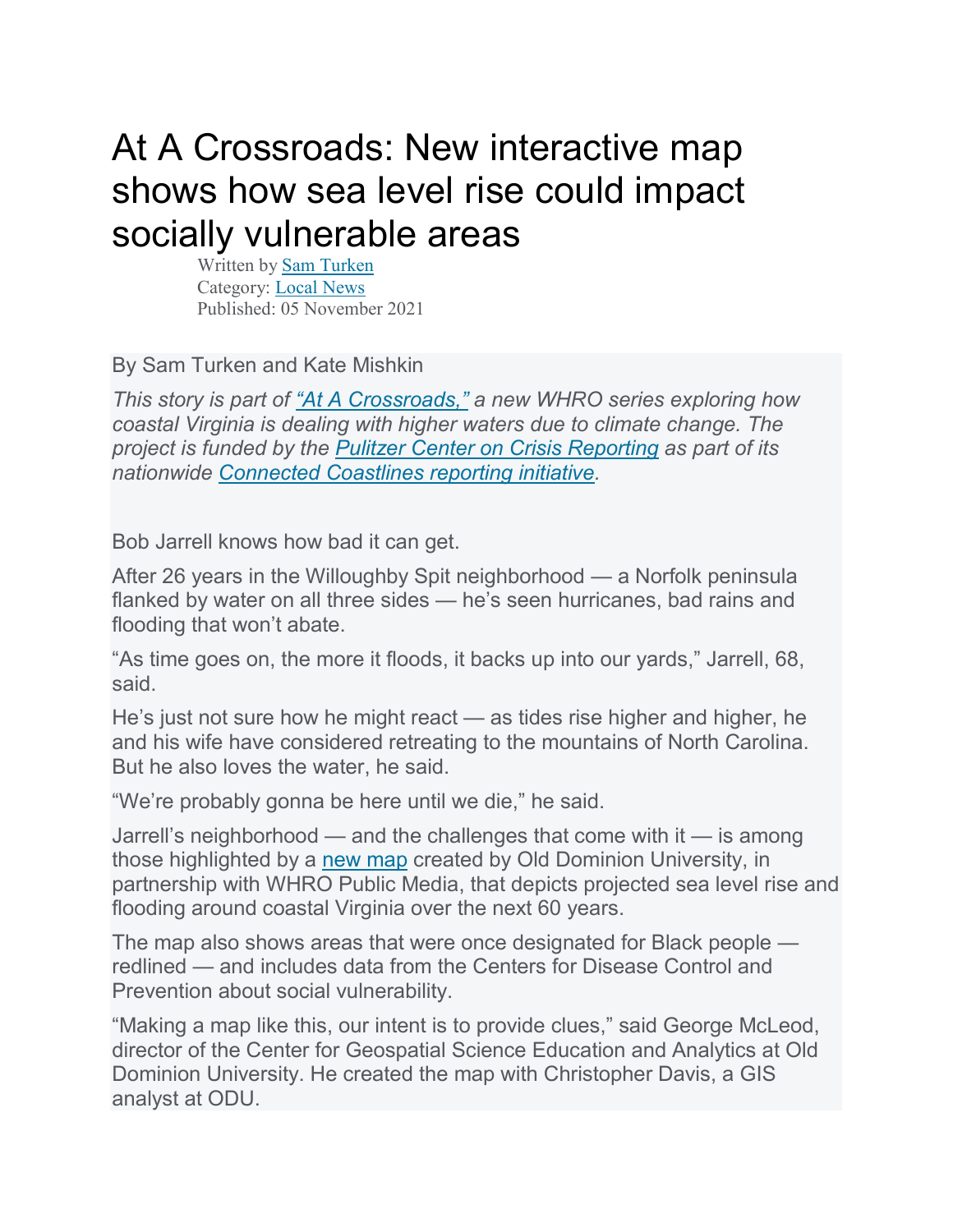# At A Crossroads: New interactive map shows how sea level rise could impact socially vulnerable areas

Written by Sam Turken
Category: Local News
Published: 05 November 2021

By Sam Turken and Kate Mishkin

*This story is part of "At A Crossroads," a new WHRO series exploring how coastal Virginia is dealing with higher waters due to climate change. The project is funded by the Pulitzer Center on Crisis Reporting as part of its nationwide Connected Coastlines reporting initiative.*

Bob Jarrell knows how bad it can get.

After 26 years in the Willoughby Spit neighborhood — a Norfolk peninsula flanked by water on all three sides — he's seen hurricanes, bad rains and flooding that won't abate.

"As time goes on, the more it floods, it backs up into our yards," Jarrell, 68, said.

He's just not sure how he might react — as tides rise higher and higher, he and his wife have considered retreating to the mountains of North Carolina. But he also loves the water, he said.

"We're probably gonna be here until we die," he said.

Jarrell's neighborhood — and the challenges that come with it — is among those highlighted by a new map created by Old Dominion University, in partnership with WHRO Public Media, that depicts projected sea level rise and flooding around coastal Virginia over the next 60 years.

The map also shows areas that were once designated for Black people — redlined — and includes data from the Centers for Disease Control and Prevention about social vulnerability.

"Making a map like this, our intent is to provide clues," said George McLeod, director of the Center for Geospatial Science Education and Analytics at Old Dominion University. He created the map with Christopher Davis, a GIS analyst at ODU.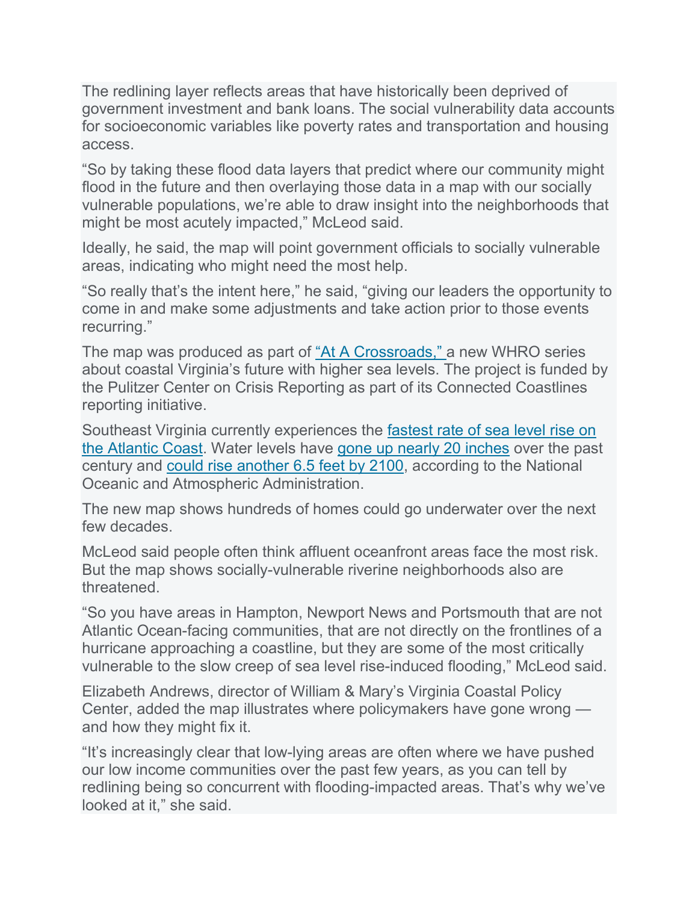The redlining layer reflects areas that have historically been deprived of government investment and bank loans. The social vulnerability data accounts for socioeconomic variables like poverty rates and transportation and housing access.

“So by taking these flood data layers that predict where our community might flood in the future and then overlaying those data in a map with our socially vulnerable populations, we’re able to draw insight into the neighborhoods that might be most acutely impacted,” McLeod said.

Ideally, he said, the map will point government officials to socially vulnerable areas, indicating who might need the most help.

“So really that’s the intent here,” he said, “giving our leaders the opportunity to come in and make some adjustments and take action prior to those events recurring.”

The map was produced as part of “At A Crossroads,” a new WHRO series about coastal Virginia’s future with higher sea levels. The project is funded by the Pulitzer Center on Crisis Reporting as part of its Connected Coastlines reporting initiative.

Southeast Virginia currently experiences the fastest rate of sea level rise on the Atlantic Coast. Water levels have gone up nearly 20 inches over the past century and could rise another 6.5 feet by 2100, according to the National Oceanic and Atmospheric Administration.

The new map shows hundreds of homes could go underwater over the next few decades.

McLeod said people often think affluent oceanfront areas face the most risk. But the map shows socially-vulnerable riverine neighborhoods also are threatened.

“So you have areas in Hampton, Newport News and Portsmouth that are not Atlantic Ocean-facing communities, that are not directly on the frontlines of a hurricane approaching a coastline, but they are some of the most critically vulnerable to the slow creep of sea level rise-induced flooding,” McLeod said.

Elizabeth Andrews, director of William & Mary’s Virginia Coastal Policy Center, added the map illustrates where policymakers have gone wrong — and how they might fix it.

“It’s increasingly clear that low-lying areas are often where we have pushed our low income communities over the past few years, as you can tell by redlining being so concurrent with flooding-impacted areas. That’s why we’ve looked at it,” she said.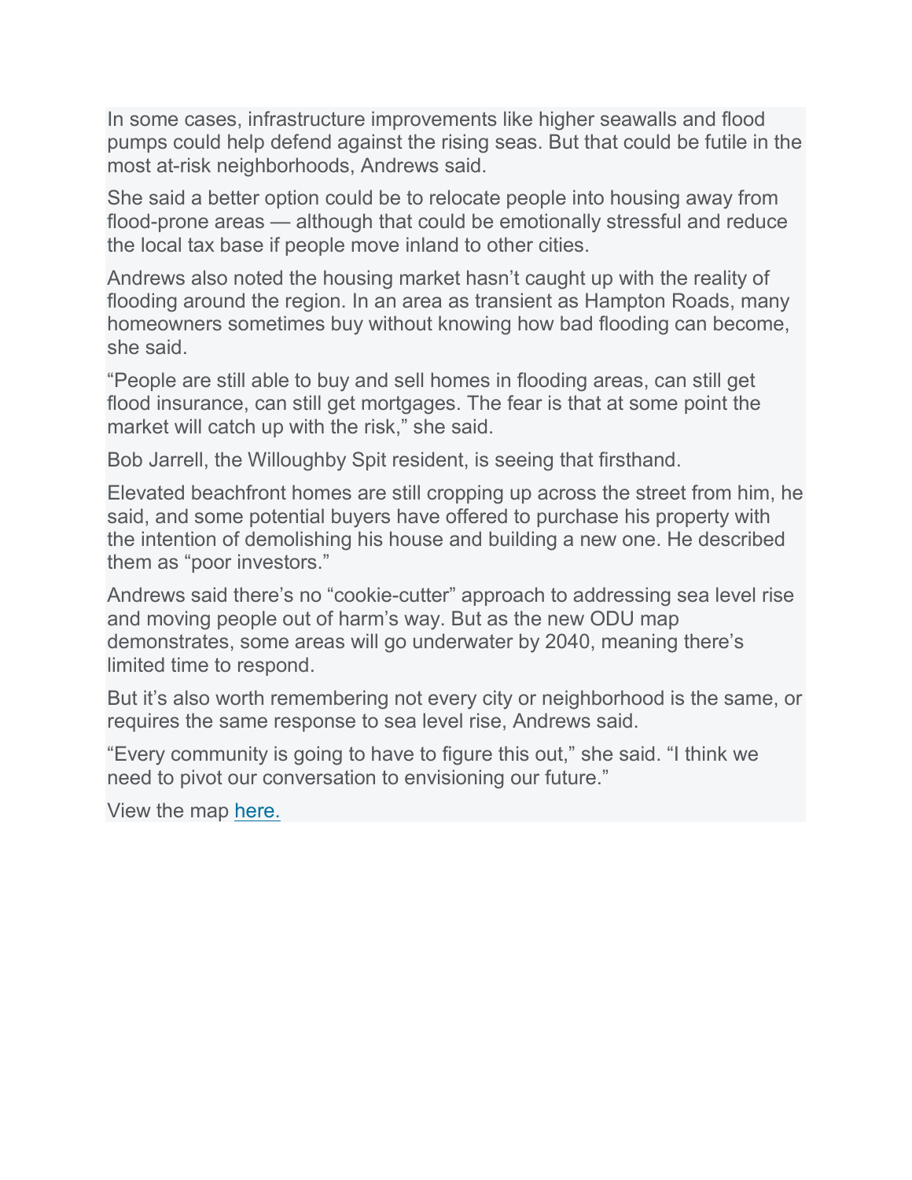In some cases, infrastructure improvements like higher seawalls and flood pumps could help defend against the rising seas. But that could be futile in the most at-risk neighborhoods, Andrews said.

She said a better option could be to relocate people into housing away from flood-prone areas — although that could be emotionally stressful and reduce the local tax base if people move inland to other cities.

Andrews also noted the housing market hasn't caught up with the reality of flooding around the region. In an area as transient as Hampton Roads, many homeowners sometimes buy without knowing how bad flooding can become, she said.

"People are still able to buy and sell homes in flooding areas, can still get flood insurance, can still get mortgages. The fear is that at some point the market will catch up with the risk," she said.

Bob Jarrell, the Willoughby Spit resident, is seeing that firsthand.

Elevated beachfront homes are still cropping up across the street from him, he said, and some potential buyers have offered to purchase his property with the intention of demolishing his house and building a new one. He described them as "poor investors."

Andrews said there's no "cookie-cutter" approach to addressing sea level rise and moving people out of harm's way. But as the new ODU map demonstrates, some areas will go underwater by 2040, meaning there's limited time to respond.

But it's also worth remembering not every city or neighborhood is the same, or requires the same response to sea level rise, Andrews said.

"Every community is going to have to figure this out," she said. "I think we need to pivot our conversation to envisioning our future."

View the map [here.]